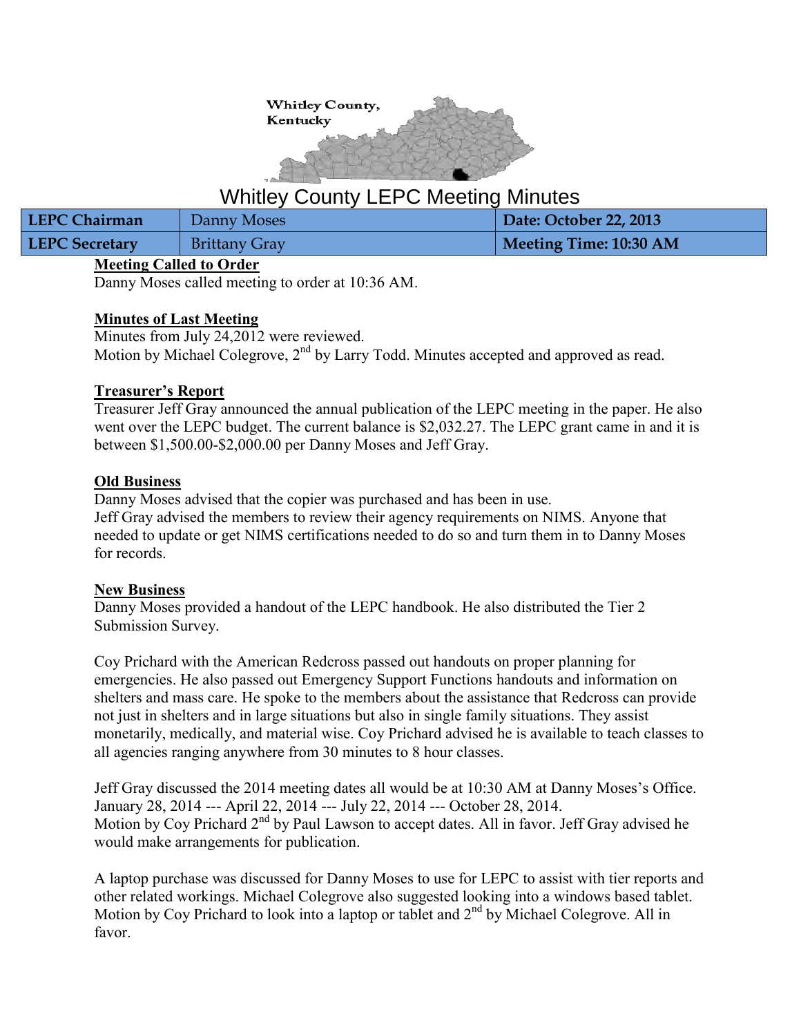Whitley County, Kentucky

# Whitley County LEPC Meeting Minutes

| LEPC Chairman | Danny Moses | Date: October 22, 2013 |
|---|---|---|
| LEPC Secretary | Brittany Gray | Meeting Time: 10:30 AM |

**Meeting Called to Order**

Danny Moses called meeting to order at 10:36 AM.

**Minutes of Last Meeting**

Minutes from July 24,2012 were reviewed.
Motion by Michael Colegrove, 2nd by Larry Todd. Minutes accepted and approved as read.

**Treasurer's Report**

Treasurer Jeff Gray announced the annual publication of the LEPC meeting in the paper. He also went over the LEPC budget. The current balance is $2,032.27. The LEPC grant came in and it is between $1,500.00-$2,000.00 per Danny Moses and Jeff Gray.

**Old Business**

Danny Moses advised that the copier was purchased and has been in use.
Jeff Gray advised the members to review their agency requirements on NIMS. Anyone that needed to update or get NIMS certifications needed to do so and turn them in to Danny Moses for records.

**New Business**

Danny Moses provided a handout of the LEPC handbook. He also distributed the Tier 2 Submission Survey.

Coy Prichard with the American Redcross passed out handouts on proper planning for emergencies. He also passed out Emergency Support Functions handouts and information on shelters and mass care. He spoke to the members about the assistance that Redcross can provide not just in shelters and in large situations but also in single family situations. They assist monetarily, medically, and material wise. Coy Prichard advised he is available to teach classes to all agencies ranging anywhere from 30 minutes to 8 hour classes.

Jeff Gray discussed the 2014 meeting dates all would be at 10:30 AM at Danny Moses's Office. January 28, 2014 --- April 22, 2014 --- July 22, 2014 --- October 28, 2014.
Motion by Coy Prichard 2nd by Paul Lawson to accept dates. All in favor. Jeff Gray advised he would make arrangements for publication.

A laptop purchase was discussed for Danny Moses to use for LEPC to assist with tier reports and other related workings. Michael Colegrove also suggested looking into a windows based tablet. Motion by Coy Prichard to look into a laptop or tablet and 2nd by Michael Colegrove. All in favor.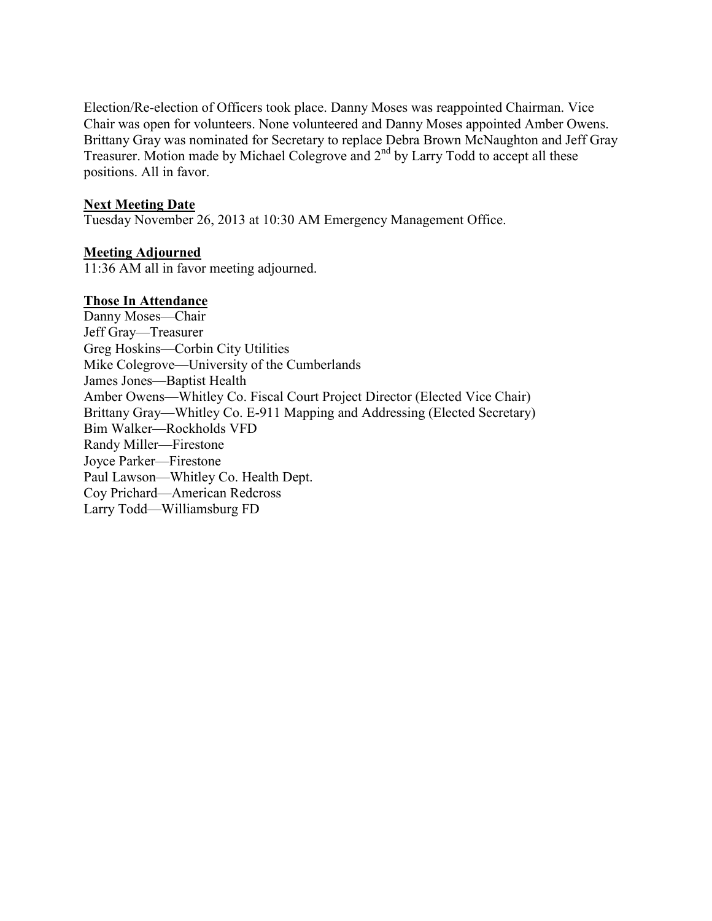Election/Re-election of Officers took place. Danny Moses was reappointed Chairman. Vice Chair was open for volunteers. None volunteered and Danny Moses appointed Amber Owens. Brittany Gray was nominated for Secretary to replace Debra Brown McNaughton and Jeff Gray Treasurer. Motion made by Michael Colegrove and 2nd by Larry Todd to accept all these positions. All in favor.

**Next Meeting Date**

Tuesday November 26, 2013 at 10:30 AM Emergency Management Office.

**Meeting Adjourned**

11:36 AM all in favor meeting adjourned.

**Those In Attendance**

Danny Moses—Chair
Jeff Gray—Treasurer
Greg Hoskins—Corbin City Utilities
Mike Colegrove—University of the Cumberlands
James Jones—Baptist Health
Amber Owens—Whitley Co. Fiscal Court Project Director (Elected Vice Chair)
Brittany Gray—Whitley Co. E-911 Mapping and Addressing (Elected Secretary)
Bim Walker—Rockholds VFD
Randy Miller—Firestone
Joyce Parker—Firestone
Paul Lawson—Whitley Co. Health Dept.
Coy Prichard—American Redcross
Larry Todd—Williamsburg FD